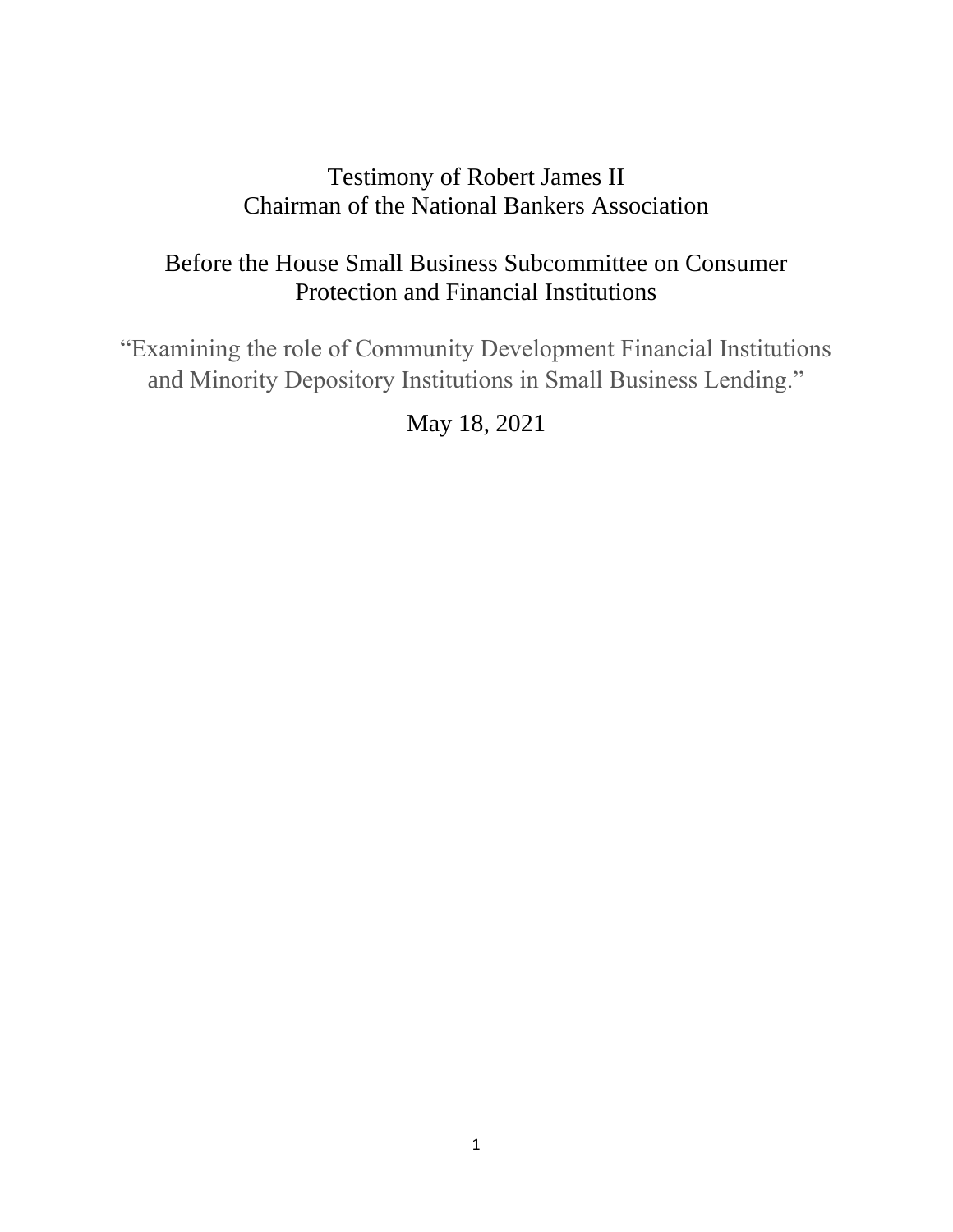# Testimony of Robert James II
# Chairman of the National Bankers Association

## Before the House Small Business Subcommittee on Consumer Protection and Financial Institutions

"Examining the role of Community Development Financial Institutions and Minority Depository Institutions in Small Business Lending."

May 18, 2021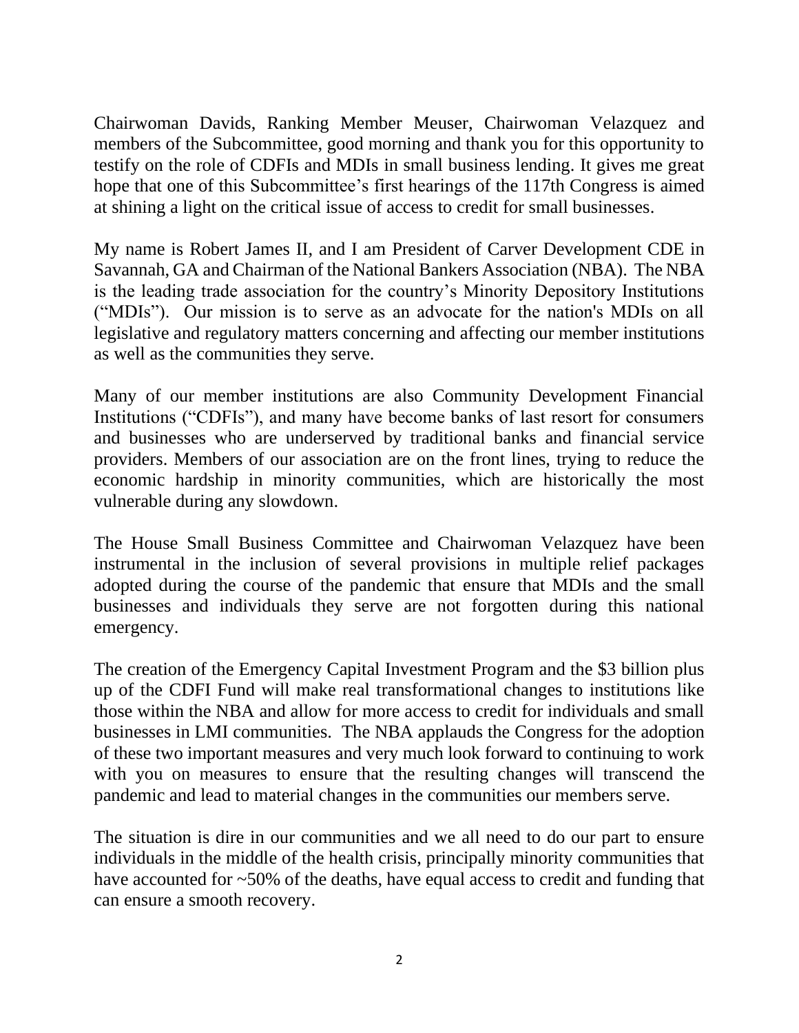Chairwoman Davids, Ranking Member Meuser, Chairwoman Velazquez and members of the Subcommittee, good morning and thank you for this opportunity to testify on the role of CDFIs and MDIs in small business lending. It gives me great hope that one of this Subcommittee's first hearings of the 117th Congress is aimed at shining a light on the critical issue of access to credit for small businesses.

My name is Robert James II, and I am President of Carver Development CDE in Savannah, GA and Chairman of the National Bankers Association (NBA). The NBA is the leading trade association for the country's Minority Depository Institutions ("MDIs"). Our mission is to serve as an advocate for the nation's MDIs on all legislative and regulatory matters concerning and affecting our member institutions as well as the communities they serve.

Many of our member institutions are also Community Development Financial Institutions ("CDFIs"), and many have become banks of last resort for consumers and businesses who are underserved by traditional banks and financial service providers. Members of our association are on the front lines, trying to reduce the economic hardship in minority communities, which are historically the most vulnerable during any slowdown.

The House Small Business Committee and Chairwoman Velazquez have been instrumental in the inclusion of several provisions in multiple relief packages adopted during the course of the pandemic that ensure that MDIs and the small businesses and individuals they serve are not forgotten during this national emergency.

The creation of the Emergency Capital Investment Program and the $3 billion plus up of the CDFI Fund will make real transformational changes to institutions like those within the NBA and allow for more access to credit for individuals and small businesses in LMI communities. The NBA applauds the Congress for the adoption of these two important measures and very much look forward to continuing to work with you on measures to ensure that the resulting changes will transcend the pandemic and lead to material changes in the communities our members serve.

The situation is dire in our communities and we all need to do our part to ensure individuals in the middle of the health crisis, principally minority communities that have accounted for ~50% of the deaths, have equal access to credit and funding that can ensure a smooth recovery.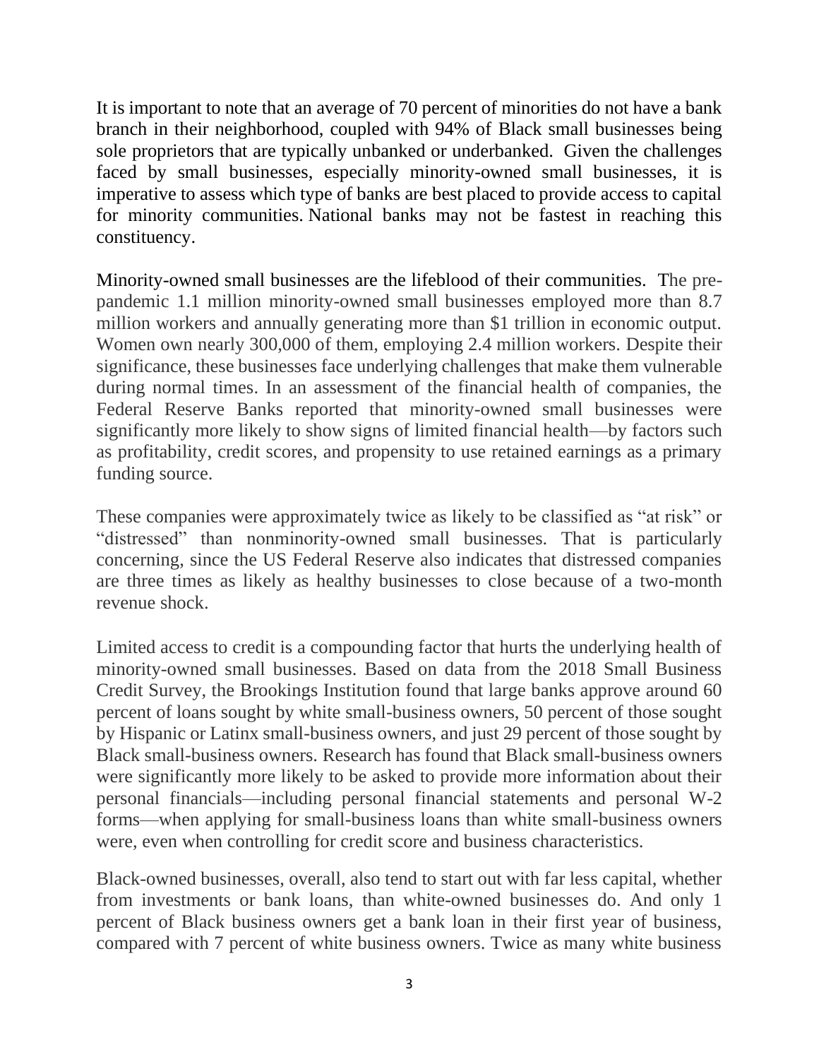It is important to note that an average of 70 percent of minorities do not have a bank branch in their neighborhood, coupled with 94% of Black small businesses being sole proprietors that are typically unbanked or underbanked. Given the challenges faced by small businesses, especially minority-owned small businesses, it is imperative to assess which type of banks are best placed to provide access to capital for minority communities. National banks may not be fastest in reaching this constituency.

Minority-owned small businesses are the lifeblood of their communities. The pre-pandemic 1.1 million minority-owned small businesses employed more than 8.7 million workers and annually generating more than $1 trillion in economic output. Women own nearly 300,000 of them, employing 2.4 million workers. Despite their significance, these businesses face underlying challenges that make them vulnerable during normal times. In an assessment of the financial health of companies, the Federal Reserve Banks reported that minority-owned small businesses were significantly more likely to show signs of limited financial health—by factors such as profitability, credit scores, and propensity to use retained earnings as a primary funding source.

These companies were approximately twice as likely to be classified as "at risk" or "distressed" than nonminority-owned small businesses. That is particularly concerning, since the US Federal Reserve also indicates that distressed companies are three times as likely as healthy businesses to close because of a two-month revenue shock.

Limited access to credit is a compounding factor that hurts the underlying health of minority-owned small businesses. Based on data from the 2018 Small Business Credit Survey, the Brookings Institution found that large banks approve around 60 percent of loans sought by white small-business owners, 50 percent of those sought by Hispanic or Latinx small-business owners, and just 29 percent of those sought by Black small-business owners. Research has found that Black small-business owners were significantly more likely to be asked to provide more information about their personal financials—including personal financial statements and personal W-2 forms—when applying for small-business loans than white small-business owners were, even when controlling for credit score and business characteristics.

Black-owned businesses, overall, also tend to start out with far less capital, whether from investments or bank loans, than white-owned businesses do. And only 1 percent of Black business owners get a bank loan in their first year of business, compared with 7 percent of white business owners. Twice as many white business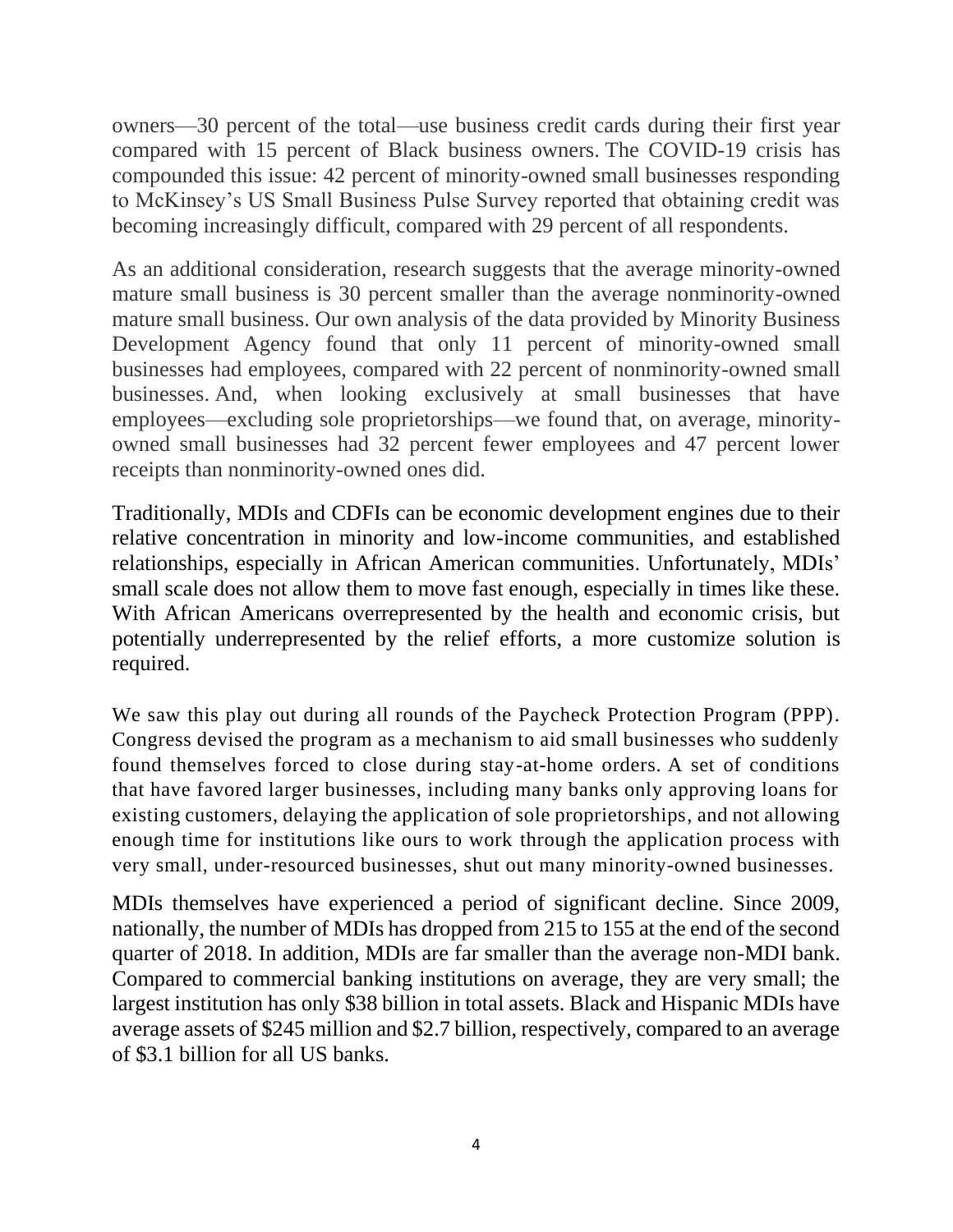owners—30 percent of the total—use business credit cards during their first year compared with 15 percent of Black business owners. The COVID-19 crisis has compounded this issue: 42 percent of minority-owned small businesses responding to McKinsey's US Small Business Pulse Survey reported that obtaining credit was becoming increasingly difficult, compared with 29 percent of all respondents.

As an additional consideration, research suggests that the average minority-owned mature small business is 30 percent smaller than the average nonminority-owned mature small business. Our own analysis of the data provided by Minority Business Development Agency found that only 11 percent of minority-owned small businesses had employees, compared with 22 percent of nonminority-owned small businesses. And, when looking exclusively at small businesses that have employees—excluding sole proprietorships—we found that, on average, minority-owned small businesses had 32 percent fewer employees and 47 percent lower receipts than nonminority-owned ones did.

Traditionally, MDIs and CDFIs can be economic development engines due to their relative concentration in minority and low-income communities, and established relationships, especially in African American communities. Unfortunately, MDIs' small scale does not allow them to move fast enough, especially in times like these. With African Americans overrepresented by the health and economic crisis, but potentially underrepresented by the relief efforts, a more customize solution is required.

We saw this play out during all rounds of the Paycheck Protection Program (PPP). Congress devised the program as a mechanism to aid small businesses who suddenly found themselves forced to close during stay-at-home orders. A set of conditions that have favored larger businesses, including many banks only approving loans for existing customers, delaying the application of sole proprietorships, and not allowing enough time for institutions like ours to work through the application process with very small, under-resourced businesses, shut out many minority-owned businesses.

MDIs themselves have experienced a period of significant decline. Since 2009, nationally, the number of MDIs has dropped from 215 to 155 at the end of the second quarter of 2018. In addition, MDIs are far smaller than the average non-MDI bank. Compared to commercial banking institutions on average, they are very small; the largest institution has only $38 billion in total assets. Black and Hispanic MDIs have average assets of $245 million and $2.7 billion, respectively, compared to an average of $3.1 billion for all US banks.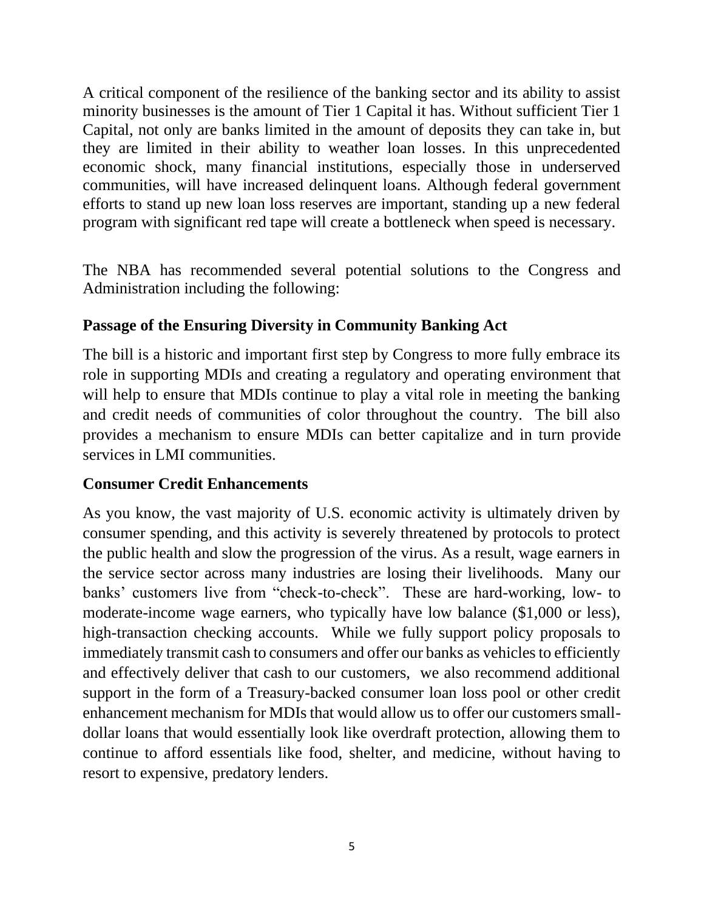A critical component of the resilience of the banking sector and its ability to assist minority businesses is the amount of Tier 1 Capital it has. Without sufficient Tier 1 Capital, not only are banks limited in the amount of deposits they can take in, but they are limited in their ability to weather loan losses. In this unprecedented economic shock, many financial institutions, especially those in underserved communities, will have increased delinquent loans. Although federal government efforts to stand up new loan loss reserves are important, standing up a new federal program with significant red tape will create a bottleneck when speed is necessary.

The NBA has recommended several potential solutions to the Congress and Administration including the following:

**Passage of the Ensuring Diversity in Community Banking Act**

The bill is a historic and important first step by Congress to more fully embrace its role in supporting MDIs and creating a regulatory and operating environment that will help to ensure that MDIs continue to play a vital role in meeting the banking and credit needs of communities of color throughout the country. The bill also provides a mechanism to ensure MDIs can better capitalize and in turn provide services in LMI communities.

**Consumer Credit Enhancements**

As you know, the vast majority of U.S. economic activity is ultimately driven by consumer spending, and this activity is severely threatened by protocols to protect the public health and slow the progression of the virus. As a result, wage earners in the service sector across many industries are losing their livelihoods. Many our banks' customers live from "check-to-check". These are hard-working, low- to moderate-income wage earners, who typically have low balance ($1,000 or less), high-transaction checking accounts. While we fully support policy proposals to immediately transmit cash to consumers and offer our banks as vehicles to efficiently and effectively deliver that cash to our customers, we also recommend additional support in the form of a Treasury-backed consumer loan loss pool or other credit enhancement mechanism for MDIs that would allow us to offer our customers small-dollar loans that would essentially look like overdraft protection, allowing them to continue to afford essentials like food, shelter, and medicine, without having to resort to expensive, predatory lenders.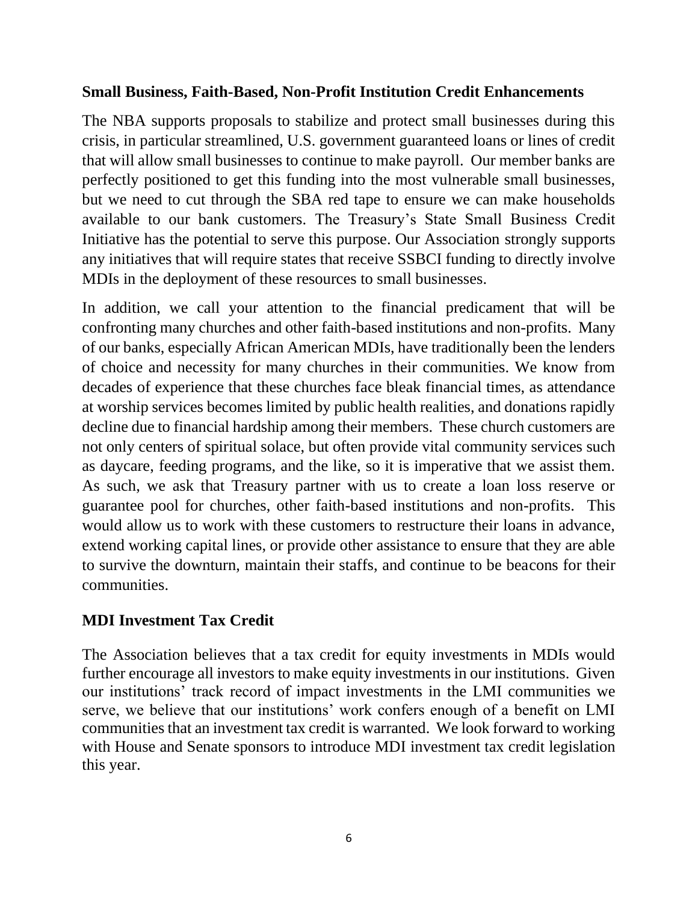**Small Business, Faith-Based, Non-Profit Institution Credit Enhancements**

The NBA supports proposals to stabilize and protect small businesses during this crisis, in particular streamlined, U.S. government guaranteed loans or lines of credit that will allow small businesses to continue to make payroll. Our member banks are perfectly positioned to get this funding into the most vulnerable small businesses, but we need to cut through the SBA red tape to ensure we can make households available to our bank customers. The Treasury's State Small Business Credit Initiative has the potential to serve this purpose. Our Association strongly supports any initiatives that will require states that receive SSBCI funding to directly involve MDIs in the deployment of these resources to small businesses.

In addition, we call your attention to the financial predicament that will be confronting many churches and other faith-based institutions and non-profits. Many of our banks, especially African American MDIs, have traditionally been the lenders of choice and necessity for many churches in their communities. We know from decades of experience that these churches face bleak financial times, as attendance at worship services becomes limited by public health realities, and donations rapidly decline due to financial hardship among their members. These church customers are not only centers of spiritual solace, but often provide vital community services such as daycare, feeding programs, and the like, so it is imperative that we assist them. As such, we ask that Treasury partner with us to create a loan loss reserve or guarantee pool for churches, other faith-based institutions and non-profits. This would allow us to work with these customers to restructure their loans in advance, extend working capital lines, or provide other assistance to ensure that they are able to survive the downturn, maintain their staffs, and continue to be beacons for their communities.

**MDI Investment Tax Credit**

The Association believes that a tax credit for equity investments in MDIs would further encourage all investors to make equity investments in our institutions. Given our institutions' track record of impact investments in the LMI communities we serve, we believe that our institutions' work confers enough of a benefit on LMI communities that an investment tax credit is warranted. We look forward to working with House and Senate sponsors to introduce MDI investment tax credit legislation this year.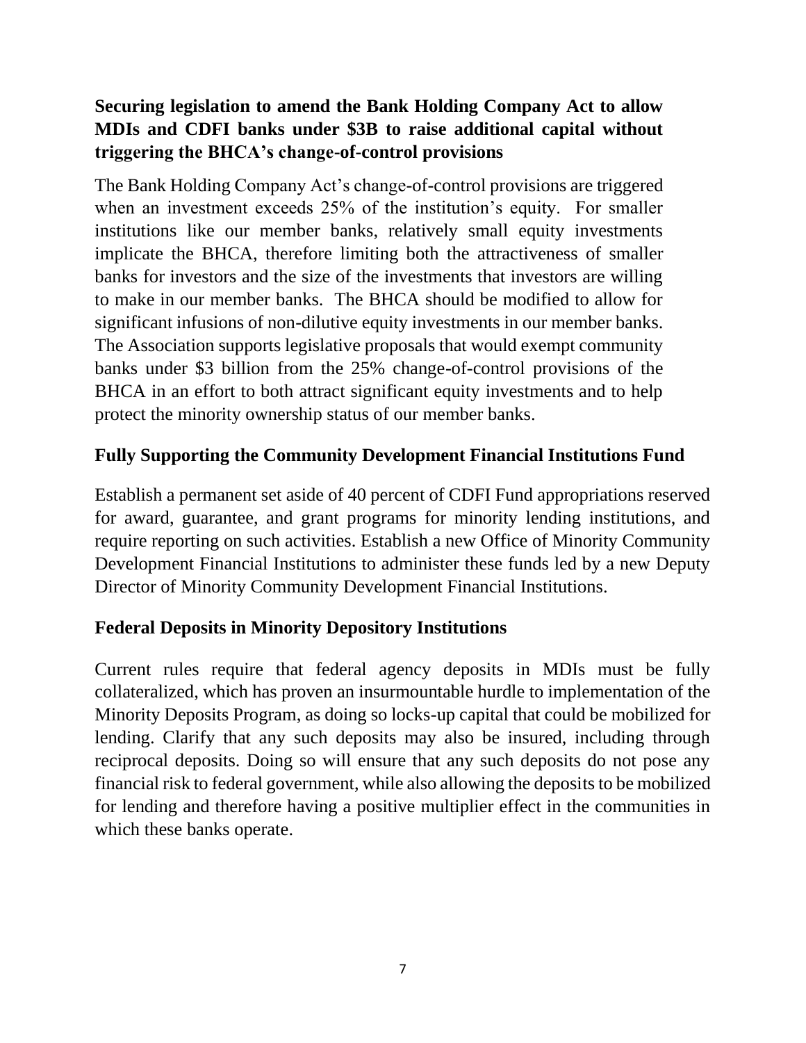## Securing legislation to amend the Bank Holding Company Act to allow MDIs and CDFI banks under $3B to raise additional capital without triggering the BHCA's change-of-control provisions

The Bank Holding Company Act's change-of-control provisions are triggered when an investment exceeds 25% of the institution's equity. For smaller institutions like our member banks, relatively small equity investments implicate the BHCA, therefore limiting both the attractiveness of smaller banks for investors and the size of the investments that investors are willing to make in our member banks. The BHCA should be modified to allow for significant infusions of non-dilutive equity investments in our member banks. The Association supports legislative proposals that would exempt community banks under $3 billion from the 25% change-of-control provisions of the BHCA in an effort to both attract significant equity investments and to help protect the minority ownership status of our member banks.

## Fully Supporting the Community Development Financial Institutions Fund

Establish a permanent set aside of 40 percent of CDFI Fund appropriations reserved for award, guarantee, and grant programs for minority lending institutions, and require reporting on such activities. Establish a new Office of Minority Community Development Financial Institutions to administer these funds led by a new Deputy Director of Minority Community Development Financial Institutions.

## Federal Deposits in Minority Depository Institutions

Current rules require that federal agency deposits in MDIs must be fully collateralized, which has proven an insurmountable hurdle to implementation of the Minority Deposits Program, as doing so locks-up capital that could be mobilized for lending. Clarify that any such deposits may also be insured, including through reciprocal deposits. Doing so will ensure that any such deposits do not pose any financial risk to federal government, while also allowing the deposits to be mobilized for lending and therefore having a positive multiplier effect in the communities in which these banks operate.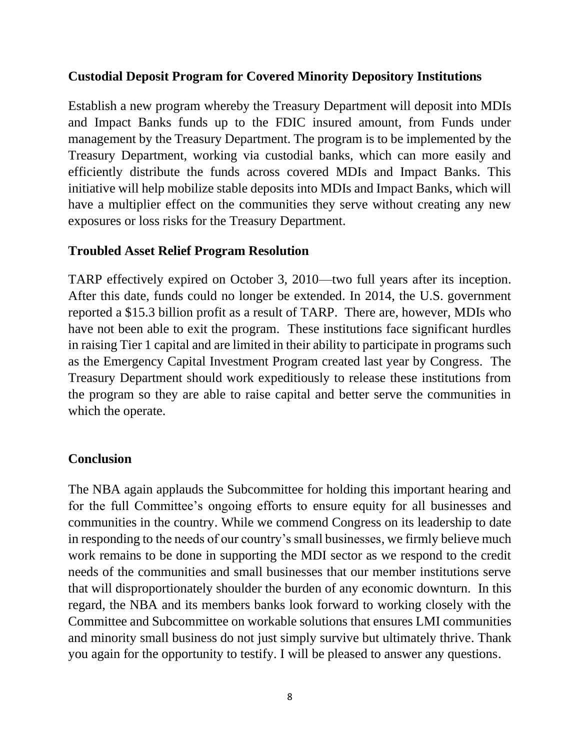## Custodial Deposit Program for Covered Minority Depository Institutions

Establish a new program whereby the Treasury Department will deposit into MDIs and Impact Banks funds up to the FDIC insured amount, from Funds under management by the Treasury Department. The program is to be implemented by the Treasury Department, working via custodial banks, which can more easily and efficiently distribute the funds across covered MDIs and Impact Banks. This initiative will help mobilize stable deposits into MDIs and Impact Banks, which will have a multiplier effect on the communities they serve without creating any new exposures or loss risks for the Treasury Department.

## Troubled Asset Relief Program Resolution

TARP effectively expired on October 3, 2010—two full years after its inception. After this date, funds could no longer be extended. In 2014, the U.S. government reported a $15.3 billion profit as a result of TARP. There are, however, MDIs who have not been able to exit the program. These institutions face significant hurdles in raising Tier 1 capital and are limited in their ability to participate in programs such as the Emergency Capital Investment Program created last year by Congress. The Treasury Department should work expeditiously to release these institutions from the program so they are able to raise capital and better serve the communities in which the operate.

## Conclusion

The NBA again applauds the Subcommittee for holding this important hearing and for the full Committee's ongoing efforts to ensure equity for all businesses and communities in the country. While we commend Congress on its leadership to date in responding to the needs of our country's small businesses, we firmly believe much work remains to be done in supporting the MDI sector as we respond to the credit needs of the communities and small businesses that our member institutions serve that will disproportionately shoulder the burden of any economic downturn. In this regard, the NBA and its members banks look forward to working closely with the Committee and Subcommittee on workable solutions that ensures LMI communities and minority small business do not just simply survive but ultimately thrive. Thank you again for the opportunity to testify. I will be pleased to answer any questions.